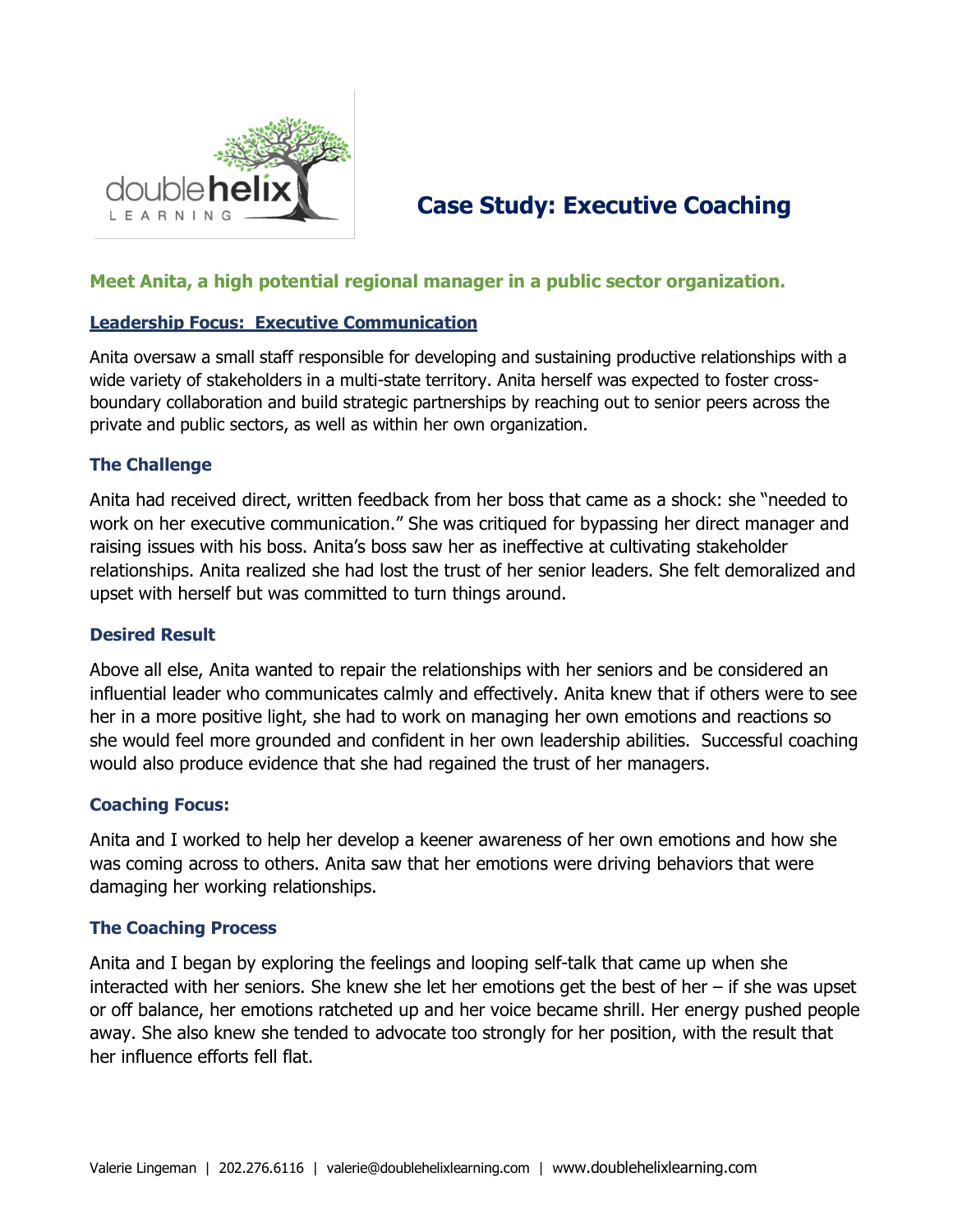# Case Study: Executive Coaching

## Meet Anita, a high potential regional manager in a public sector organization.

### Leadership Focus: Executive Communication

Anita oversaw a small staff responsible for developing and sustaining productive relationships with a wide variety of stakeholders in a multi-state territory. Anita herself was expected to foster cross-boundary collaboration and build strategic partnerships by reaching out to senior peers across the private and public sectors, as well as within her own organization.

### The Challenge

Anita had received direct, written feedback from her boss that came as a shock: she "needed to work on her executive communication." She was critiqued for bypassing her direct manager and raising issues with his boss. Anita's boss saw her as ineffective at cultivating stakeholder relationships. Anita realized she had lost the trust of her senior leaders. She felt demoralized and upset with herself but was committed to turn things around.

### Desired Result

Above all else, Anita wanted to repair the relationships with her seniors and be considered an influential leader who communicates calmly and effectively. Anita knew that if others were to see her in a more positive light, she had to work on managing her own emotions and reactions so she would feel more grounded and confident in her own leadership abilities. Successful coaching would also produce evidence that she had regained the trust of her managers.

### Coaching Focus:

Anita and I worked to help her develop a keener awareness of her own emotions and how she was coming across to others. Anita saw that her emotions were driving behaviors that were damaging her working relationships.

### The Coaching Process

Anita and I began by exploring the feelings and looping self-talk that came up when she interacted with her seniors. She knew she let her emotions get the best of her – if she was upset or off balance, her emotions ratcheted up and her voice became shrill. Her energy pushed people away. She also knew she tended to advocate too strongly for her position, with the result that her influence efforts fell flat.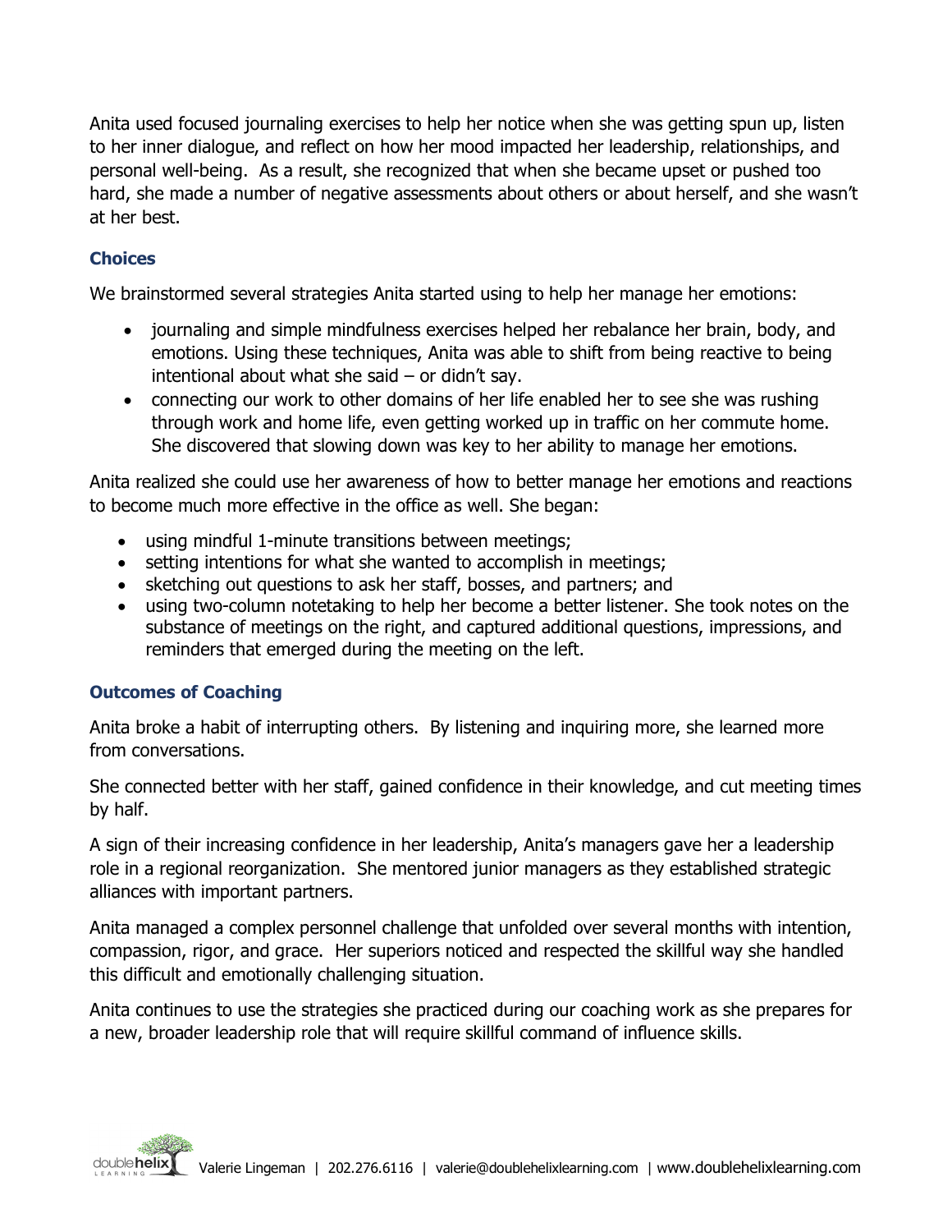Anita used focused journaling exercises to help her notice when she was getting spun up, listen to her inner dialogue, and reflect on how her mood impacted her leadership, relationships, and personal well-being.  As a result, she recognized that when she became upset or pushed too hard, she made a number of negative assessments about others or about herself, and she wasn't at her best.

### Choices

We brainstormed several strategies Anita started using to help her manage her emotions:

- journaling and simple mindfulness exercises helped her rebalance her brain, body, and emotions. Using these techniques, Anita was able to shift from being reactive to being intentional about what she said – or didn't say.
- connecting our work to other domains of her life enabled her to see she was rushing through work and home life, even getting worked up in traffic on her commute home. She discovered that slowing down was key to her ability to manage her emotions.

Anita realized she could use her awareness of how to better manage her emotions and reactions to become much more effective in the office as well. She began:

- using mindful 1-minute transitions between meetings;
- setting intentions for what she wanted to accomplish in meetings;
- sketching out questions to ask her staff, bosses, and partners; and
- using two-column notetaking to help her become a better listener. She took notes on the substance of meetings on the right, and captured additional questions, impressions, and reminders that emerged during the meeting on the left.

### Outcomes of Coaching

Anita broke a habit of interrupting others.  By listening and inquiring more, she learned more from conversations.

She connected better with her staff, gained confidence in their knowledge, and cut meeting times by half.

A sign of their increasing confidence in her leadership, Anita's managers gave her a leadership role in a regional reorganization.  She mentored junior managers as they established strategic alliances with important partners.

Anita managed a complex personnel challenge that unfolded over several months with intention, compassion, rigor, and grace.  Her superiors noticed and respected the skillful way she handled this difficult and emotionally challenging situation.

Anita continues to use the strategies she practiced during our coaching work as she prepares for a new, broader leadership role that will require skillful command of influence skills.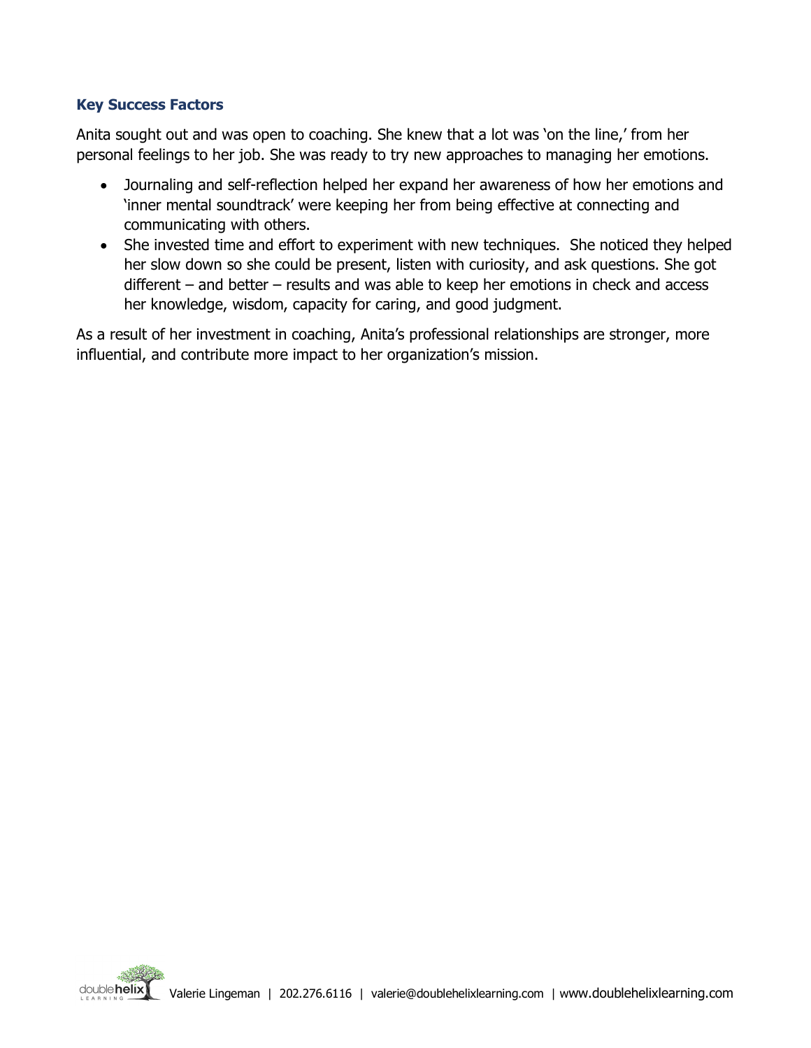### Key Success Factors

Anita sought out and was open to coaching. She knew that a lot was 'on the line,' from her personal feelings to her job. She was ready to try new approaches to managing her emotions.

- Journaling and self-reflection helped her expand her awareness of how her emotions and 'inner mental soundtrack' were keeping her from being effective at connecting and communicating with others.
- She invested time and effort to experiment with new techniques. She noticed they helped her slow down so she could be present, listen with curiosity, and ask questions. She got different – and better – results and was able to keep her emotions in check and access her knowledge, wisdom, capacity for caring, and good judgment.

As a result of her investment in coaching, Anita's professional relationships are stronger, more influential, and contribute more impact to her organization's mission.